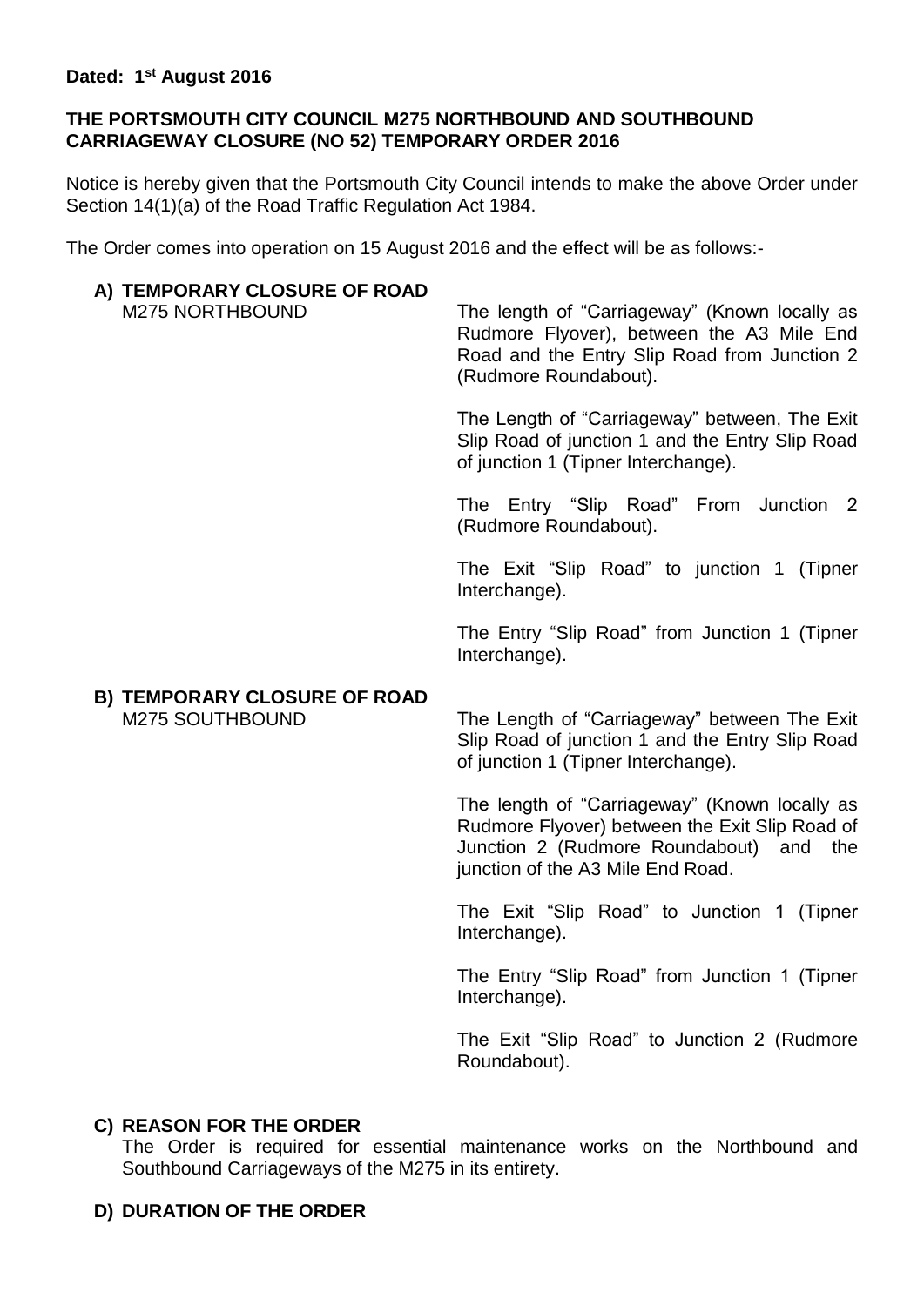**Dated: 1st August 2016**

**THE PORTSMOUTH CITY COUNCIL M275 NORTHBOUND AND SOUTHBOUND CARRIAGEWAY CLOSURE (NO 52) TEMPORARY ORDER 2016**

Notice is hereby given that the Portsmouth City Council intends to make the above Order under Section 14(1)(a) of the Road Traffic Regulation Act 1984.

The Order comes into operation on 15 August 2016 and the effect will be as follows:-

**A) TEMPORARY CLOSURE OF ROAD**

M275 NORTHBOUND

The length of "Carriageway" (Known locally as Rudmore Flyover), between the A3 Mile End Road and the Entry Slip Road from Junction 2 (Rudmore Roundabout).

The Length of "Carriageway" between, The Exit Slip Road of junction 1 and the Entry Slip Road of junction 1 (Tipner Interchange).

The Entry "Slip Road" From Junction 2 (Rudmore Roundabout).

The Exit "Slip Road" to junction 1 (Tipner Interchange).

The Entry "Slip Road" from Junction 1 (Tipner Interchange).

**B) TEMPORARY CLOSURE OF ROAD**

M275 SOUTHBOUND

The Length of "Carriageway" between The Exit Slip Road of junction 1 and the Entry Slip Road of junction 1 (Tipner Interchange).

The length of "Carriageway" (Known locally as Rudmore Flyover) between the Exit Slip Road of Junction 2 (Rudmore Roundabout) and the junction of the A3 Mile End Road.

The Exit "Slip Road" to Junction 1 (Tipner Interchange).

The Entry "Slip Road" from Junction 1 (Tipner Interchange).

The Exit "Slip Road" to Junction 2 (Rudmore Roundabout).

**C) REASON FOR THE ORDER**

The Order is required for essential maintenance works on the Northbound and Southbound Carriageways of the M275 in its entirety.

**D) DURATION OF THE ORDER**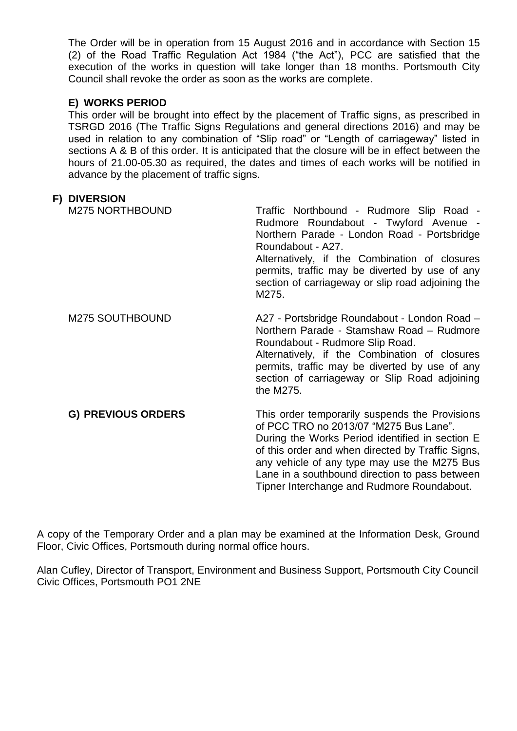The Order will be in operation from 15 August 2016 and in accordance with Section 15 (2) of the Road Traffic Regulation Act 1984 ("the Act"), PCC are satisfied that the execution of the works in question will take longer than 18 months. Portsmouth City Council shall revoke the order as soon as the works are complete.

### E) WORKS PERIOD

This order will be brought into effect by the placement of Traffic signs, as prescribed in TSRGD 2016 (The Traffic Signs Regulations and general directions 2016) and may be used in relation to any combination of "Slip road" or "Length of carriageway" listed in sections A & B of this order. It is anticipated that the closure will be in effect between the hours of 21.00-05.30 as required, the dates and times of each works will be notified in advance by the placement of traffic signs.

### F) DIVERSION

| | |
|---|---|
| M275 NORTHBOUND | Traffic Northbound - Rudmore Slip Road - Rudmore Roundabout - Twyford Avenue - Northern Parade - London Road - Portsbridge Roundabout - A27. Alternatively, if the Combination of closures permits, traffic may be diverted by use of any section of carriageway or slip road adjoining the M275. |
| M275 SOUTHBOUND | A27 - Portsbridge Roundabout - London Road – Northern Parade - Stamshaw Road – Rudmore Roundabout - Rudmore Slip Road. Alternatively, if the Combination of closures permits, traffic may be diverted by use of any section of carriageway or Slip Road adjoining the M275. |
| **G) PREVIOUS ORDERS** | This order temporarily suspends the Provisions of PCC TRO no 2013/07 "M275 Bus Lane". During the Works Period identified in section E of this order and when directed by Traffic Signs, any vehicle of any type may use the M275 Bus Lane in a southbound direction to pass between Tipner Interchange and Rudmore Roundabout. |

A copy of the Temporary Order and a plan may be examined at the Information Desk, Ground Floor, Civic Offices, Portsmouth during normal office hours.

Alan Cufley, Director of Transport, Environment and Business Support, Portsmouth City Council
Civic Offices, Portsmouth PO1 2NE